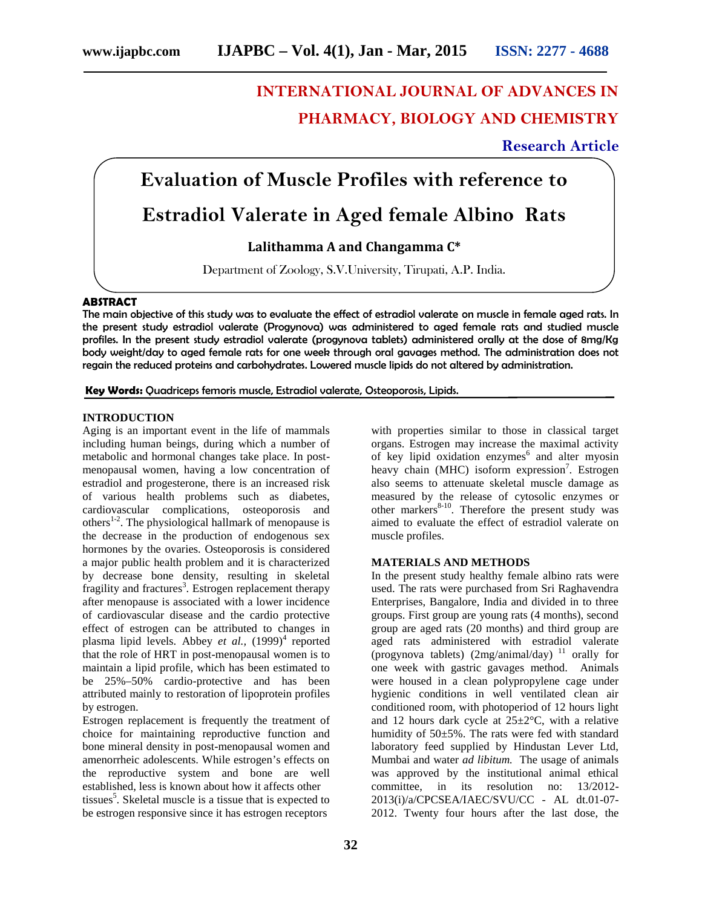# INTERNATIONAL JOURNAL OF ADVANCES IN PHARMACY, BIOLOGY AND CHEMISTRY

**Research Article**

# Evaluation of Muscle Profiles with reference to Estradiol Valerate in Aged female Albino Rats

**Lalithamma A and Changamma C***

Department of Zoology, S.V.University, Tirupati, A.P. India.

## ABSTRACT

**The main objective of this study was to evaluate the effect of estradiol valerate on muscle in female aged rats. In the present study estradiol valerate (Progynova) was administered to aged female rats and studied muscle profiles. In the present study estradiol valerate (progynova tablets) administered orally at the dose of 8mg/Kg body weight/day to aged female rats for one week through oral gavages method. The administration does not regain the reduced proteins and carbohydrates. Lowered muscle lipids do not altered by administration.**

**Key Words:** Quadriceps femoris muscle, Estradiol valerate, Osteoporosis, Lipids.

## INTRODUCTION

Aging is an important event in the life of mammals including human beings, during which a number of metabolic and hormonal changes take place. In post-menopausal women, having a low concentration of estradiol and progesterone, there is an increased risk of various health problems such as diabetes, cardiovascular complications, osteoporosis and others[1-2]. The physiological hallmark of menopause is the decrease in the production of endogenous sex hormones by the ovaries. Osteoporosis is considered a major public health problem and it is characterized by decrease bone density, resulting in skeletal fragility and fractures[3]. Estrogen replacement therapy after menopause is associated with a lower incidence of cardiovascular disease and the cardio protective effect of estrogen can be attributed to changes in plasma lipid levels. Abbey *et al.,* (1999)[4] reported that the role of HRT in post-menopausal women is to maintain a lipid profile, which has been estimated to be 25%–50% cardio-protective and has been attributed mainly to restoration of lipoprotein profiles by estrogen.

Estrogen replacement is frequently the treatment of choice for maintaining reproductive function and bone mineral density in post-menopausal women and amenorrheic adolescents. While estrogen's effects on the reproductive system and bone are well established, less is known about how it affects other tissues[5]. Skeletal muscle is a tissue that is expected to be estrogen responsive since it has estrogen receptors with properties similar to those in classical target organs. Estrogen may increase the maximal activity of key lipid oxidation enzymes[6] and alter myosin heavy chain (MHC) isoform expression[7]. Estrogen also seems to attenuate skeletal muscle damage as measured by the release of cytosolic enzymes or other markers[8-10]. Therefore the present study was aimed to evaluate the effect of estradiol valerate on muscle profiles.

## MATERIALS AND METHODS

In the present study healthy female albino rats were used. The rats were purchased from Sri Raghavendra Enterprises, Bangalore, India and divided in to three groups. First group are young rats (4 months), second group are aged rats (20 months) and third group are aged rats administered with estradiol valerate (progynova tablets) (2mg/animal/day) [11] orally for one week with gastric gavages method. Animals were housed in a clean polypropylene cage under hygienic conditions in well ventilated clean air conditioned room, with photoperiod of 12 hours light and 12 hours dark cycle at 25±2°C, with a relative humidity of 50±5%. The rats were fed with standard laboratory feed supplied by Hindustan Lever Ltd, Mumbai and water *ad libitum.* The usage of animals was approved by the institutional animal ethical committee, in its resolution no: 13/2012-2013(i)/a/CPCSEA/IAEC/SVU/CC - AL dt.01-07-2012. Twenty four hours after the last dose, the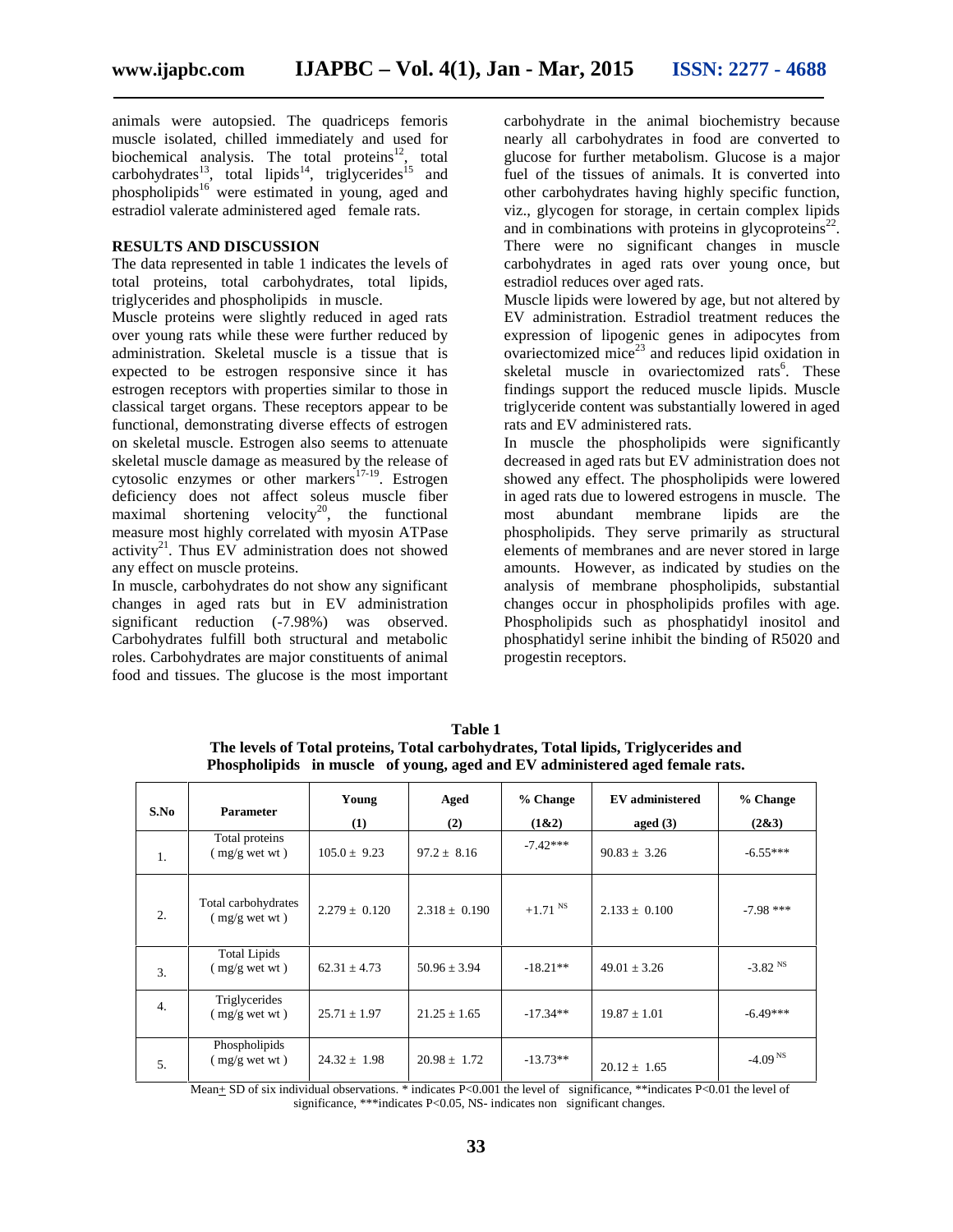animals were autopsied. The quadriceps femoris muscle isolated, chilled immediately and used for biochemical analysis. The total proteins[12], total carbohydrates[13], total lipids[14], triglycerides[15] and phospholipids[16] were estimated in young, aged and estradiol valerate administered aged female rats.

## RESULTS AND DISCUSSION

The data represented in table 1 indicates the levels of total proteins, total carbohydrates, total lipids, triglycerides and phospholipids in muscle.

Muscle proteins were slightly reduced in aged rats over young rats while these were further reduced by administration. Skeletal muscle is a tissue that is expected to be estrogen responsive since it has estrogen receptors with properties similar to those in classical target organs. These receptors appear to be functional, demonstrating diverse effects of estrogen on skeletal muscle. Estrogen also seems to attenuate skeletal muscle damage as measured by the release of cytosolic enzymes or other markers[17-19]. Estrogen deficiency does not affect soleus muscle fiber maximal shortening velocity[20], the functional measure most highly correlated with myosin ATPase activity[21]. Thus EV administration does not showed any effect on muscle proteins.

In muscle, carbohydrates do not show any significant changes in aged rats but in EV administration significant reduction (-7.98%) was observed. Carbohydrates fulfill both structural and metabolic roles. Carbohydrates are major constituents of animal food and tissues. The glucose is the most important carbohydrate in the animal biochemistry because nearly all carbohydrates in food are converted to glucose for further metabolism. Glucose is a major fuel of the tissues of animals. It is converted into other carbohydrates having highly specific function, viz., glycogen for storage, in certain complex lipids and in combinations with proteins in glycoproteins[22]. There were no significant changes in muscle carbohydrates in aged rats over young once, but estradiol reduces over aged rats.

Muscle lipids were lowered by age, but not altered by EV administration. Estradiol treatment reduces the expression of lipogenic genes in adipocytes from ovariectomized mice[23] and reduces lipid oxidation in skeletal muscle in ovariectomized rats[6]. These findings support the reduced muscle lipids. Muscle triglyceride content was substantially lowered in aged rats and EV administered rats.

In muscle the phospholipids were significantly decreased in aged rats but EV administration does not showed any effect. The phospholipids were lowered in aged rats due to lowered estrogens in muscle. The most abundant membrane lipids are the phospholipids. They serve primarily as structural elements of membranes and are never stored in large amounts. However, as indicated by studies on the analysis of membrane phospholipids, substantial changes occur in phospholipids profiles with age. Phospholipids such as phosphatidyl inositol and phosphatidyl serine inhibit the binding of R5020 and progestin receptors.

**Table 1**
**The levels of Total proteins, Total carbohydrates, Total lipids, Triglycerides and Phospholipids in muscle of young, aged and EV administered aged female rats.**

| S.No | Parameter | Young (1) | Aged (2) | % Change (1&2) | EV administered aged (3) | % Change (2&3) |
|---|---|---|---|---|---|---|
| 1. | Total proteins (mg/g wet wt) | 105.0 ± 9.23 | 97.2 ± 8.16 | -7.42*** | 90.83 ± 3.26 | -6.55*** |
| 2. | Total carbohydrates (mg/g wet wt) | 2.279 ± 0.120 | 2.318 ± 0.190 | +1.71 NS | 2.133 ± 0.100 | -7.98 *** |
| 3. | Total Lipids (mg/g wet wt) | 62.31 ± 4.73 | 50.96 ± 3.94 | -18.21** | 49.01 ± 3.26 | -3.82 NS |
| 4. | Triglycerides (mg/g wet wt) | 25.71 ± 1.97 | 21.25 ± 1.65 | -17.34** | 19.87 ± 1.01 | -6.49*** |
| 5. | Phospholipids (mg/g wet wt) | 24.32 ± 1.98 | 20.98 ± 1.72 | -13.73** | 20.12 ± 1.65 | -4.09 NS |

Mean ± SD of six individual observations. * indicates P<0.001 the level of significance, **indicates P<0.01 the level of significance, ***indicates P<0.05, NS- indicates non significant changes.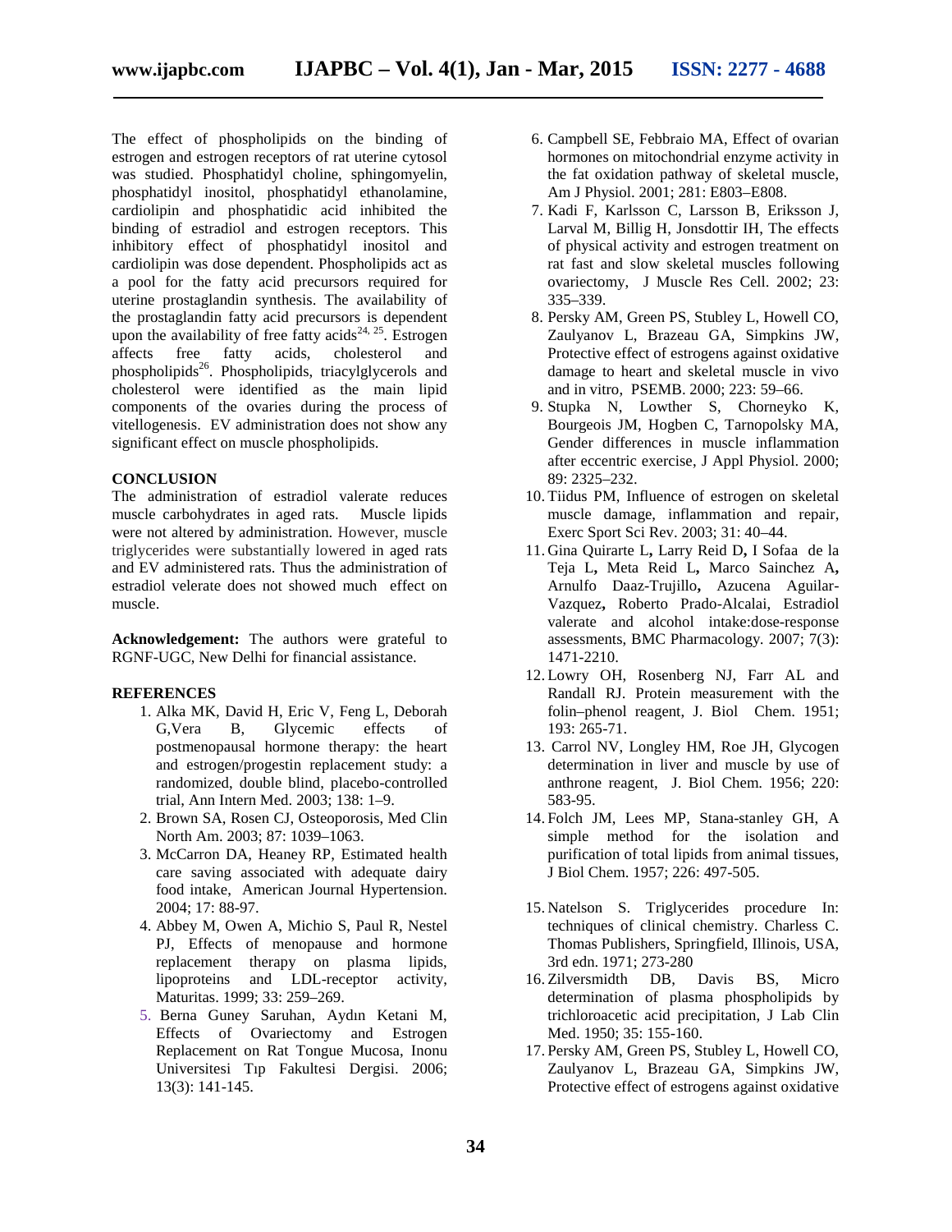The effect of phospholipids on the binding of estrogen and estrogen receptors of rat uterine cytosol was studied. Phosphatidyl choline, sphingomyelin, phosphatidyl inositol, phosphatidyl ethanolamine, cardiolipin and phosphatidic acid inhibited the binding of estradiol and estrogen receptors. This inhibitory effect of phosphatidyl inositol and cardiolipin was dose dependent. Phospholipids act as a pool for the fatty acid precursors required for uterine prostaglandin synthesis. The availability of the prostaglandin fatty acid precursors is dependent upon the availability of free fatty acids[24, 25]. Estrogen affects free fatty acids, cholesterol and phospholipids[26]. Phospholipids, triacylglycerols and cholesterol were identified as the main lipid components of the ovaries during the process of vitellogenesis. EV administration does not show any significant effect on muscle phospholipids.

## CONCLUSION

The administration of estradiol valerate reduces muscle carbohydrates in aged rats. Muscle lipids were not altered by administration. However, muscle triglycerides were substantially lowered in aged rats and EV administered rats. Thus the administration of estradiol velerate does not showed much effect on muscle.

**Acknowledgement:** The authors were grateful to RGNF-UGC, New Delhi for financial assistance.

## REFERENCES

1. Alka MK, David H, Eric V, Feng L, Deborah G,Vera B, Glycemic effects of postmenopausal hormone therapy: the heart and estrogen/progestin replacement study: a randomized, double blind, placebo-controlled trial, Ann Intern Med. 2003; 138: 1–9.
2. Brown SA, Rosen CJ, Osteoporosis, Med Clin North Am. 2003; 87: 1039–1063.
3. McCarron DA, Heaney RP, Estimated health care saving associated with adequate dairy food intake, American Journal Hypertension. 2004; 17: 88-97.
4. Abbey M, Owen A, Michio S, Paul R, Nestel PJ, Effects of menopause and hormone replacement therapy on plasma lipids, lipoproteins and LDL-receptor activity, Maturitas. 1999; 33: 259–269.
5. Berna Guney Saruhan, Aydın Ketani M, Effects of Ovariectomy and Estrogen Replacement on Rat Tongue Mucosa, Inonu Universitesi Tıp Fakultesi Dergisi. 2006; 13(3): 141-145.
6. Campbell SE, Febbraio MA, Effect of ovarian hormones on mitochondrial enzyme activity in the fat oxidation pathway of skeletal muscle, Am J Physiol. 2001; 281: E803–E808.
7. Kadi F, Karlsson C, Larsson B, Eriksson J, Larval M, Billig H, Jonsdottir IH, The effects of physical activity and estrogen treatment on rat fast and slow skeletal muscles following ovariectomy, J Muscle Res Cell. 2002; 23: 335–339.
8. Persky AM, Green PS, Stubley L, Howell CO, Zaulyanov L, Brazeau GA, Simpkins JW, Protective effect of estrogens against oxidative damage to heart and skeletal muscle in vivo and in vitro, PSEMB. 2000; 223: 59–66.
9. Stupka N, Lowther S, Chorneyko K, Bourgeois JM, Hogben C, Tarnopolsky MA, Gender differences in muscle inflammation after eccentric exercise, J Appl Physiol. 2000; 89: 2325–232.
10. Tiidus PM, Influence of estrogen on skeletal muscle damage, inflammation and repair, Exerc Sport Sci Rev. 2003; 31: 40–44.
11. Gina Quirarte L**,** Larry Reid D**,** I Sofaa de la Teja L**,** Meta Reid L**,** Marco Sainchez A**,** Arnulfo Daaz-Trujillo**,** Azucena Aguilar-Vazquez**,** Roberto Prado-Alcalai, Estradiol valerate and alcohol intake:dose-response assessments, BMC Pharmacology. 2007; 7(3): 1471-2210.
12. Lowry OH, Rosenberg NJ, Farr AL and Randall RJ. Protein measurement with the folin–phenol reagent, J. Biol Chem. 1951; 193: 265-71.
13. Carrol NV, Longley HM, Roe JH, Glycogen determination in liver and muscle by use of anthrone reagent, J. Biol Chem. 1956; 220: 583-95.
14. Folch JM, Lees MP, Stana-stanley GH, A simple method for the isolation and purification of total lipids from animal tissues, J Biol Chem. 1957; 226: 497-505.
15. Natelson S. Triglycerides procedure In: techniques of clinical chemistry. Charless C. Thomas Publishers, Springfield, Illinois, USA, 3rd edn. 1971; 273-280
16. Zilversmidth DB, Davis BS, Micro determination of plasma phospholipids by trichloroacetic acid precipitation, J Lab Clin Med. 1950; 35: 155-160.
17. Persky AM, Green PS, Stubley L, Howell CO, Zaulyanov L, Brazeau GA, Simpkins JW, Protective effect of estrogens against oxidative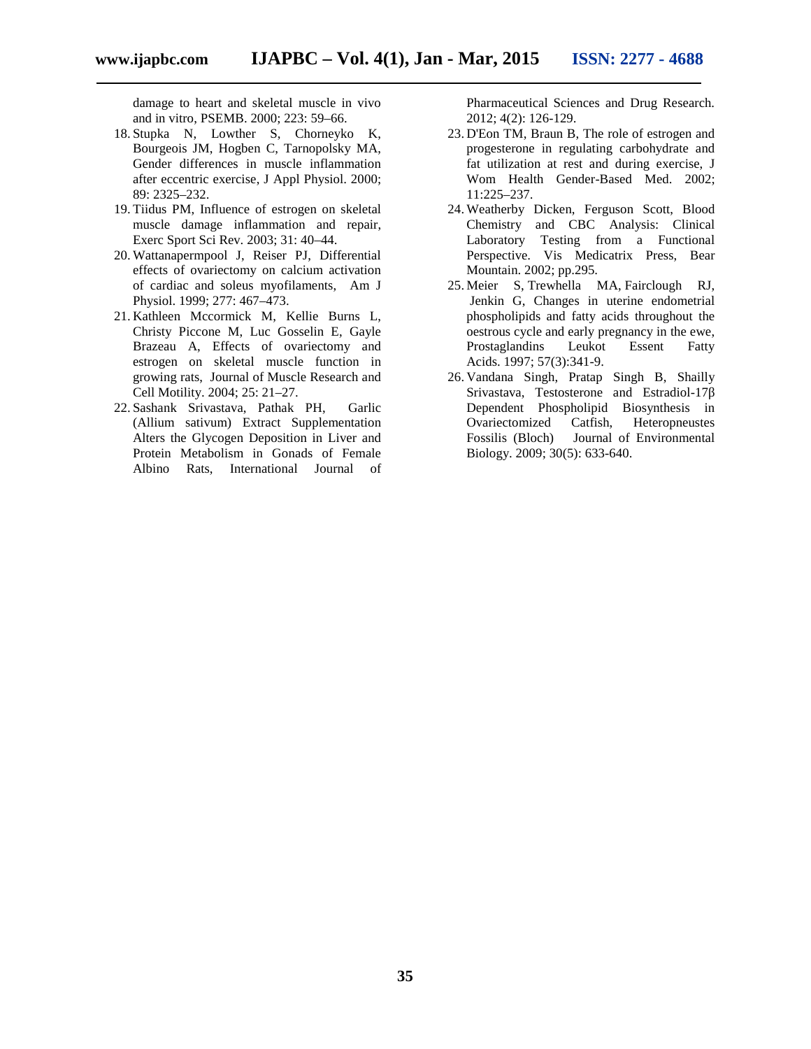damage to heart and skeletal muscle in vivo and in vitro, PSEMB. 2000; 223: 59–66.

18. Stupka N, Lowther S, Chorneyko K, Bourgeois JM, Hogben C, Tarnopolsky MA, Gender differences in muscle inflammation after eccentric exercise, J Appl Physiol. 2000; 89: 2325–232.
19. Tiidus PM, Influence of estrogen on skeletal muscle damage inflammation and repair, Exerc Sport Sci Rev. 2003; 31: 40–44.
20. Wattanapermpool J, Reiser PJ, Differential effects of ovariectomy on calcium activation of cardiac and soleus myofilaments, Am J Physiol. 1999; 277: 467–473.
21. Kathleen Mccormick M, Kellie Burns L, Christy Piccone M, Luc Gosselin E, Gayle Brazeau A, Effects of ovariectomy and estrogen on skeletal muscle function in growing rats, Journal of Muscle Research and Cell Motility. 2004; 25: 21–27.
22. Sashank Srivastava, Pathak PH, Garlic (Allium sativum) Extract Supplementation Alters the Glycogen Deposition in Liver and Protein Metabolism in Gonads of Female Albino Rats, International Journal of Pharmaceutical Sciences and Drug Research. 2012; 4(2): 126-129.
23. D'Eon TM, Braun B, The role of estrogen and progesterone in regulating carbohydrate and fat utilization at rest and during exercise, J Wom Health Gender-Based Med. 2002; 11:225–237.
24. Weatherby Dicken, Ferguson Scott, Blood Chemistry and CBC Analysis: Clinical Laboratory Testing from a Functional Perspective. Vis Medicatrix Press, Bear Mountain. 2002; pp.295.
25. Meier S, Trewhella MA, Fairclough RJ, Jenkin G, Changes in uterine endometrial phospholipids and fatty acids throughout the oestrous cycle and early pregnancy in the ewe, Prostaglandins Leukot Essent Fatty Acids. 1997; 57(3):341-9.
26. Vandana Singh, Pratap Singh B, Shailly Srivastava, Testosterone and Estradiol-17β Dependent Phospholipid Biosynthesis in Ovariectomized Catfish, Heteropneustes Fossilis (Bloch) Journal of Environmental Biology. 2009; 30(5): 633-640.